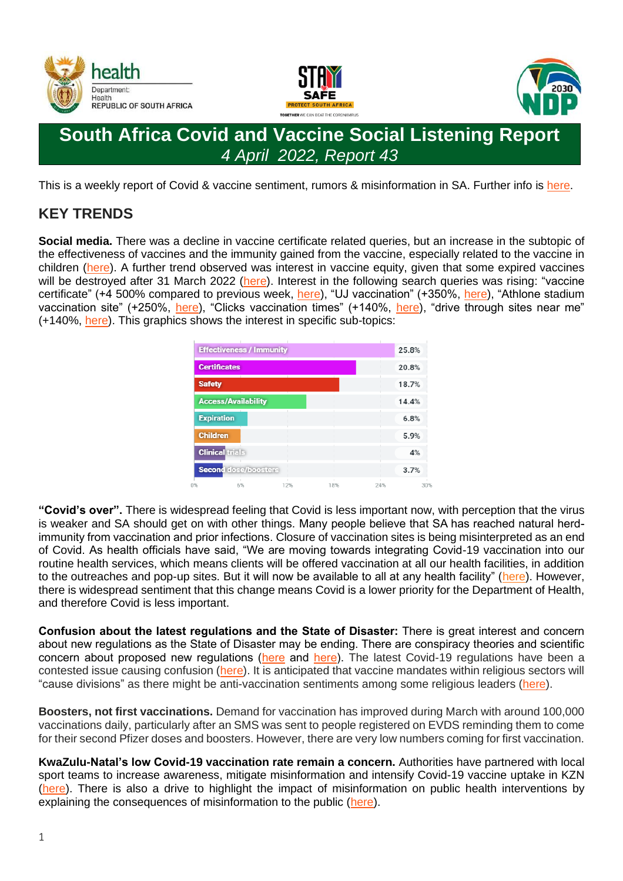# South Africa Covid and Vaccine Social Listening Report

*4 April 2022, Report 43*

This is a weekly report of Covid & vaccine sentiment, rumors & misinformation in SA. Further info is here.

## KEY TRENDS

**Social media.** There was a decline in vaccine certificate related queries, but an increase in the subtopic of the effectiveness of vaccines and the immunity gained from the vaccine, especially related to the vaccine in children (here). A further trend observed was interest in vaccine equity, given that some expired vaccines will be destroyed after 31 March 2022 (here). Interest in the following search queries was rising: "vaccine certificate" (+4 500% compared to previous week, here), "UJ vaccination" (+350%, here), "Athlone stadium vaccination site" (+250%, here), "Clicks vaccination times" (+140%, here), "drive through sites near me" (+140%, here). This graphics shows the interest in specific sub-topics:

| Sub-topic | Share |
|---|---|
| Effectiveness / Immunity | 25.8% |
| Certificates | 20.8% |
| Safety | 18.7% |
| Access/Availability | 14.4% |
| Expiration | 6.8% |
| Children | 5.9% |
| Clinical trials | 4% |
| Second dose/boosters | 3.7% |

**"Covid's over".** There is widespread feeling that Covid is less important now, with perception that the virus is weaker and SA should get on with other things. Many people believe that SA has reached natural herd-immunity from vaccination and prior infections. Closure of vaccination sites is being misinterpreted as an end of Covid. As health officials have said, "We are moving towards integrating Covid-19 vaccination into our routine health services, which means clients will be offered vaccination at all our health facilities, in addition to the outreaches and pop-up sites. But it will now be available to all at any health facility" (here). However, there is widespread sentiment that this change means Covid is a lower priority for the Department of Health, and therefore Covid is less important.

**Confusion about the latest regulations and the State of Disaster:** There is great interest and concern about new regulations as the State of Disaster may be ending. There are conspiracy theories and scientific concern about proposed new regulations (here and here). The latest Covid-19 regulations have been a contested issue causing confusion (here). It is anticipated that vaccine mandates within religious sectors will "cause divisions" as there might be anti-vaccination sentiments among some religious leaders (here).

**Boosters, not first vaccinations.** Demand for vaccination has improved during March with around 100,000 vaccinations daily, particularly after an SMS was sent to people registered on EVDS reminding them to come for their second Pfizer doses and boosters. However, there are very low numbers coming for first vaccination.

**KwaZulu-Natal's low Covid-19 vaccination rate remain a concern.** Authorities have partnered with local sport teams to increase awareness, mitigate misinformation and intensify Covid-19 vaccine uptake in KZN (here). There is also a drive to highlight the impact of misinformation on public health interventions by explaining the consequences of misinformation to the public (here).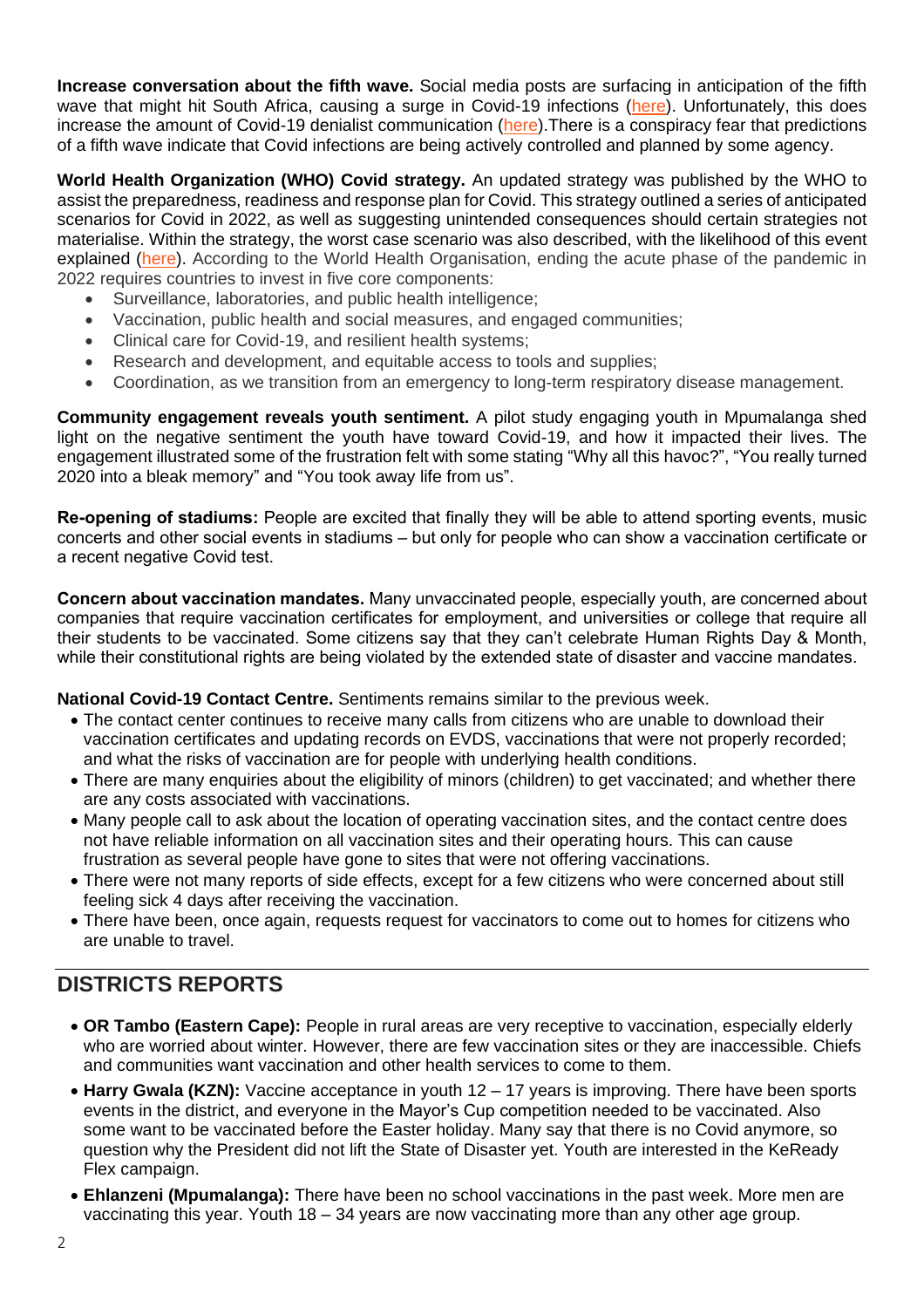**Increase conversation about the fifth wave.** Social media posts are surfacing in anticipation of the fifth wave that might hit South Africa, causing a surge in Covid-19 infections (here). Unfortunately, this does increase the amount of Covid-19 denialist communication (here).There is a conspiracy fear that predictions of a fifth wave indicate that Covid infections are being actively controlled and planned by some agency.

**World Health Organization (WHO) Covid strategy.** An updated strategy was published by the WHO to assist the preparedness, readiness and response plan for Covid. This strategy outlined a series of anticipated scenarios for Covid in 2022, as well as suggesting unintended consequences should certain strategies not materialise. Within the strategy, the worst case scenario was also described, with the likelihood of this event explained (here). According to the World Health Organisation, ending the acute phase of the pandemic in 2022 requires countries to invest in five core components:

- Surveillance, laboratories, and public health intelligence;
- Vaccination, public health and social measures, and engaged communities;
- Clinical care for Covid-19, and resilient health systems;
- Research and development, and equitable access to tools and supplies;
- Coordination, as we transition from an emergency to long-term respiratory disease management.

**Community engagement reveals youth sentiment.** A pilot study engaging youth in Mpumalanga shed light on the negative sentiment the youth have toward Covid-19, and how it impacted their lives. The engagement illustrated some of the frustration felt with some stating "Why all this havoc?", "You really turned 2020 into a bleak memory" and "You took away life from us".

**Re-opening of stadiums:** People are excited that finally they will be able to attend sporting events, music concerts and other social events in stadiums – but only for people who can show a vaccination certificate or a recent negative Covid test.

**Concern about vaccination mandates.** Many unvaccinated people, especially youth, are concerned about companies that require vaccination certificates for employment, and universities or college that require all their students to be vaccinated. Some citizens say that they can't celebrate Human Rights Day & Month, while their constitutional rights are being violated by the extended state of disaster and vaccine mandates.

**National Covid-19 Contact Centre.** Sentiments remains similar to the previous week.

- The contact center continues to receive many calls from citizens who are unable to download their vaccination certificates and updating records on EVDS, vaccinations that were not properly recorded; and what the risks of vaccination are for people with underlying health conditions.
- There are many enquiries about the eligibility of minors (children) to get vaccinated; and whether there are any costs associated with vaccinations.
- Many people call to ask about the location of operating vaccination sites, and the contact centre does not have reliable information on all vaccination sites and their operating hours. This can cause frustration as several people have gone to sites that were not offering vaccinations.
- There were not many reports of side effects, except for a few citizens who were concerned about still feeling sick 4 days after receiving the vaccination.
- There have been, once again, requests request for vaccinators to come out to homes for citizens who are unable to travel.

## DISTRICTS REPORTS

- **OR Tambo (Eastern Cape):** People in rural areas are very receptive to vaccination, especially elderly who are worried about winter. However, there are few vaccination sites or they are inaccessible. Chiefs and communities want vaccination and other health services to come to them.
- **Harry Gwala (KZN):** Vaccine acceptance in youth 12 – 17 years is improving. There have been sports events in the district, and everyone in the Mayor's Cup competition needed to be vaccinated. Also some want to be vaccinated before the Easter holiday. Many say that there is no Covid anymore, so question why the President did not lift the State of Disaster yet. Youth are interested in the KeReady Flex campaign.
- **Ehlanzeni (Mpumalanga):** There have been no school vaccinations in the past week. More men are vaccinating this year. Youth 18 – 34 years are now vaccinating more than any other age group.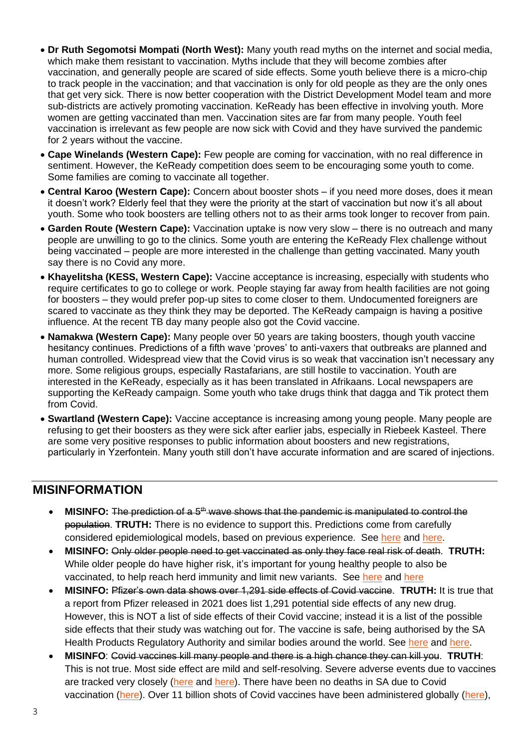- **Dr Ruth Segomotsi Mompati (North West):** Many youth read myths on the internet and social media, which make them resistant to vaccination. Myths include that they will become zombies after vaccination, and generally people are scared of side effects. Some youth believe there is a micro-chip to track people in the vaccination; and that vaccination is only for old people as they are the only ones that get very sick. There is now better cooperation with the District Development Model team and more sub-districts are actively promoting vaccination. KeReady has been effective in involving youth. More women are getting vaccinated than men. Vaccination sites are far from many people. Youth feel vaccination is irrelevant as few people are now sick with Covid and they have survived the pandemic for 2 years without the vaccine.
- **Cape Winelands (Western Cape):** Few people are coming for vaccination, with no real difference in sentiment. However, the KeReady competition does seem to be encouraging some youth to come. Some families are coming to vaccinate all together.
- **Central Karoo (Western Cape):** Concern about booster shots – if you need more doses, does it mean it doesn't work? Elderly feel that they were the priority at the start of vaccination but now it's all about youth. Some who took boosters are telling others not to as their arms took longer to recover from pain.
- **Garden Route (Western Cape):** Vaccination uptake is now very slow – there is no outreach and many people are unwilling to go to the clinics. Some youth are entering the KeReady Flex challenge without being vaccinated – people are more interested in the challenge than getting vaccinated. Many youth say there is no Covid any more.
- **Khayelitsha (KESS, Western Cape):** Vaccine acceptance is increasing, especially with students who require certificates to go to college or work. People staying far away from health facilities are not going for boosters – they would prefer pop-up sites to come closer to them. Undocumented foreigners are scared to vaccinate as they think they may be deported. The KeReady campaign is having a positive influence. At the recent TB day many people also got the Covid vaccine.
- **Namakwa (Western Cape):** Many people over 50 years are taking boosters, though youth vaccine hesitancy continues. Predictions of a fifth wave 'proves' to anti-vaxers that outbreaks are planned and human controlled. Widespread view that the Covid virus is so weak that vaccination isn't necessary any more. Some religious groups, especially Rastafarians, are still hostile to vaccination. Youth are interested in the KeReady, especially as it has been translated in Afrikaans. Local newspapers are supporting the KeReady campaign. Some youth who take drugs think that dagga and Tik protect them from Covid.
- **Swartland (Western Cape):** Vaccine acceptance is increasing among young people. Many people are refusing to get their boosters as they were sick after earlier jabs, especially in Riebeek Kasteel. There are some very positive responses to public information about boosters and new registrations, particularly in Yzerfontein. Many youth still don't have accurate information and are scared of injections.

## MISINFORMATION

- **MISINFO:** ~~The prediction of a 5th wave shows that the pandemic is manipulated to control the population~~. **TRUTH:** There is no evidence to support this. Predictions come from carefully considered epidemiological models, based on previous experience. See here and here.
- **MISINFO:** ~~Only older people need to get vaccinated as only they face real risk of death~~. **TRUTH:** While older people do have higher risk, it's important for young healthy people to also be vaccinated, to help reach herd immunity and limit new variants. See here and here
- **MISINFO:** ~~Pfizer's own data shows over 1,291 side effects of Covid vaccine~~. **TRUTH:** It is true that a report from Pfizer released in 2021 does list 1,291 potential side effects of any new drug. However, this is NOT a list of side effects of their Covid vaccine; instead it is a list of the possible side effects that their study was watching out for. The vaccine is safe, being authorised by the SA Health Products Regulatory Authority and similar bodies around the world. See here and here.
- **MISINFO**: ~~Covid vaccines kill many people and there is a high chance they can kill you~~. **TRUTH**: This is not true. Most side effect are mild and self-resolving. Severe adverse events due to vaccines are tracked very closely (here and here). There have been no deaths in SA due to Covid vaccination (here). Over 11 billion shots of Covid vaccines have been administered globally (here),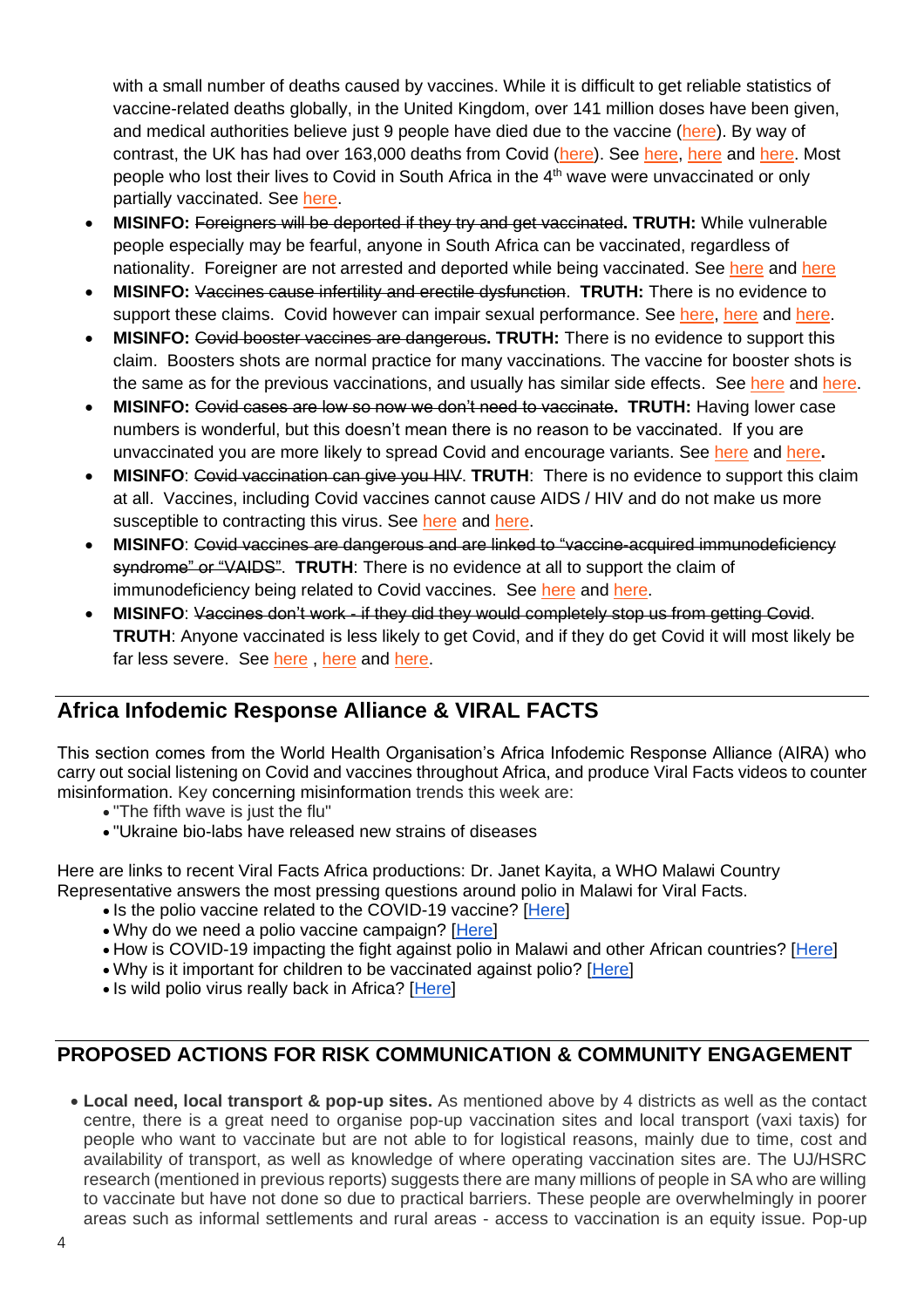with a small number of deaths caused by vaccines. While it is difficult to get reliable statistics of vaccine-related deaths globally, in the United Kingdom, over 141 million doses have been given, and medical authorities believe just 9 people have died due to the vaccine (here). By way of contrast, the UK has had over 163,000 deaths from Covid (here). See here, here and here. Most people who lost their lives to Covid in South Africa in the 4th wave were unvaccinated or only partially vaccinated. See here.

- **MISINFO:** ~~Foreigners will be deported if they try and get vaccinated~~. **TRUTH:** While vulnerable people especially may be fearful, anyone in South Africa can be vaccinated, regardless of nationality. Foreigner are not arrested and deported while being vaccinated. See here and here
- **MISINFO:** ~~Vaccines cause infertility and erectile dysfunction~~. **TRUTH:** There is no evidence to support these claims. Covid however can impair sexual performance. See here, here and here.
- **MISINFO:** ~~Covid booster vaccines are dangerous~~. **TRUTH:** There is no evidence to support this claim. Boosters shots are normal practice for many vaccinations. The vaccine for booster shots is the same as for the previous vaccinations, and usually has similar side effects. See here and here.
- **MISINFO:** ~~Covid cases are low so now we don't need to vaccinate~~. **TRUTH:** Having lower case numbers is wonderful, but this doesn't mean there is no reason to be vaccinated. If you are unvaccinated you are more likely to spread Covid and encourage variants. See here and here.
- **MISINFO**: ~~Covid vaccination can give you HIV~~. **TRUTH**: There is no evidence to support this claim at all. Vaccines, including Covid vaccines cannot cause AIDS / HIV and do not make us more susceptible to contracting this virus. See here and here.
- **MISINFO**: ~~Covid vaccines are dangerous and are linked to "vaccine-acquired immunodeficiency syndrome" or "VAIDS"~~. **TRUTH**: There is no evidence at all to support the claim of immunodeficiency being related to Covid vaccines. See here and here.
- **MISINFO**: ~~Vaccines don't work - if they did they would completely stop us from getting Covid~~. **TRUTH**: Anyone vaccinated is less likely to get Covid, and if they do get Covid it will most likely be far less severe. See here , here and here.

## Africa Infodemic Response Alliance & VIRAL FACTS

This section comes from the World Health Organisation's Africa Infodemic Response Alliance (AIRA) who carry out social listening on Covid and vaccines throughout Africa, and produce Viral Facts videos to counter misinformation. Key concerning misinformation trends this week are:

- "The fifth wave is just the flu"
- "Ukraine bio-labs have released new strains of diseases

Here are links to recent Viral Facts Africa productions: Dr. Janet Kayita, a WHO Malawi Country Representative answers the most pressing questions around polio in Malawi for Viral Facts.

- Is the polio vaccine related to the COVID-19 vaccine? [Here]
- Why do we need a polio vaccine campaign? [Here]
- How is COVID-19 impacting the fight against polio in Malawi and other African countries? [Here]
- Why is it important for children to be vaccinated against polio? [Here]
- Is wild polio virus really back in Africa? [Here]

## PROPOSED ACTIONS FOR RISK COMMUNICATION & COMMUNITY ENGAGEMENT

- **Local need, local transport & pop-up sites.** As mentioned above by 4 districts as well as the contact centre, there is a great need to organise pop-up vaccination sites and local transport (vaxi taxis) for people who want to vaccinate but are not able to for logistical reasons, mainly due to time, cost and availability of transport, as well as knowledge of where operating vaccination sites are. The UJ/HSRC research (mentioned in previous reports) suggests there are many millions of people in SA who are willing to vaccinate but have not done so due to practical barriers. These people are overwhelmingly in poorer areas such as informal settlements and rural areas - access to vaccination is an equity issue. Pop-up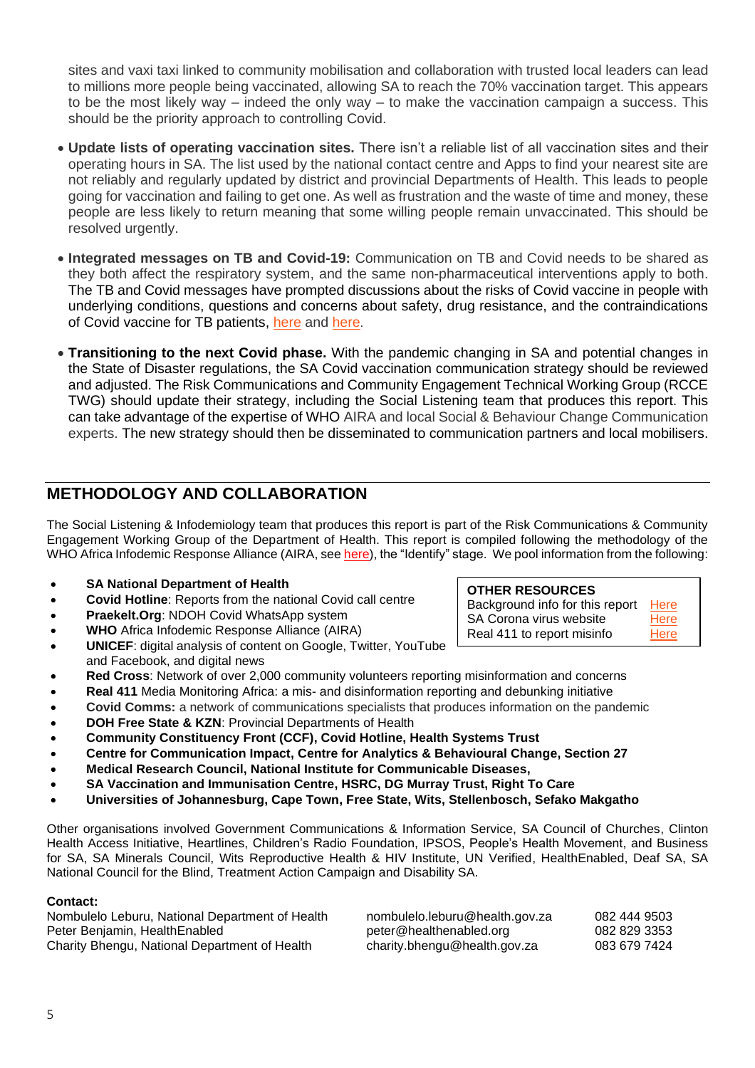sites and vaxi taxi linked to community mobilisation and collaboration with trusted local leaders can lead to millions more people being vaccinated, allowing SA to reach the 70% vaccination target. This appears to be the most likely way – indeed the only way – to make the vaccination campaign a success. This should be the priority approach to controlling Covid.

- **Update lists of operating vaccination sites.** There isn't a reliable list of all vaccination sites and their operating hours in SA. The list used by the national contact centre and Apps to find your nearest site are not reliably and regularly updated by district and provincial Departments of Health. This leads to people going for vaccination and failing to get one. As well as frustration and the waste of time and money, these people are less likely to return meaning that some willing people remain unvaccinated. This should be resolved urgently.

- **Integrated messages on TB and Covid-19:** Communication on TB and Covid needs to be shared as they both affect the respiratory system, and the same non-pharmaceutical interventions apply to both. The TB and Covid messages have prompted discussions about the risks of Covid vaccine in people with underlying conditions, questions and concerns about safety, drug resistance, and the contraindications of Covid vaccine for TB patients, here and here.

- **Transitioning to the next Covid phase.** With the pandemic changing in SA and potential changes in the State of Disaster regulations, the SA Covid vaccination communication strategy should be reviewed and adjusted. The Risk Communications and Community Engagement Technical Working Group (RCCE TWG) should update their strategy, including the Social Listening team that produces this report. This can take advantage of the expertise of WHO AIRA and local Social & Behaviour Change Communication experts. The new strategy should then be disseminated to communication partners and local mobilisers.

## METHODOLOGY AND COLLABORATION

The Social Listening & Infodemiology team that produces this report is part of the Risk Communications & Community Engagement Working Group of the Department of Health. This report is compiled following the methodology of the WHO Africa Infodemic Response Alliance (AIRA, see here), the "Identify" stage. We pool information from the following:

- **SA National Department of Health**
- **Covid Hotline**: Reports from the national Covid call centre
- **Praekelt.Org**: NDOH Covid WhatsApp system
- **WHO** Africa Infodemic Response Alliance (AIRA)
- **UNICEF**: digital analysis of content on Google, Twitter, YouTube and Facebook, and digital news
- **Red Cross**: Network of over 2,000 community volunteers reporting misinformation and concerns
- **Real 411** Media Monitoring Africa: a mis- and disinformation reporting and debunking initiative
- **Covid Comms:** a network of communications specialists that produces information on the pandemic
- **DOH Free State & KZN**: Provincial Departments of Health
- **Community Constituency Front (CCF), Covid Hotline, Health Systems Trust**
- **Centre for Communication Impact, Centre for Analytics & Behavioural Change, Section 27**
- **Medical Research Council, National Institute for Communicable Diseases,**
- **SA Vaccination and Immunisation Centre, HSRC, DG Murray Trust, Right To Care**
- **Universities of Johannesburg, Cape Town, Free State, Wits, Stellenbosch, Sefako Makgatho**

**OTHER RESOURCES**

| | |
|---|---|
| Background info for this report | Here |
| SA Corona virus website | Here |
| Real 411 to report misinfo | Here |

Other organisations involved Government Communications & Information Service, SA Council of Churches, Clinton Health Access Initiative, Heartlines, Children's Radio Foundation, IPSOS, People's Health Movement, and Business for SA, SA Minerals Council, Wits Reproductive Health & HIV Institute, UN Verified, HealthEnabled, Deaf SA, SA National Council for the Blind, Treatment Action Campaign and Disability SA.

**Contact:**

| | | |
|---|---|---|
| Nombulelo Leburu, National Department of Health | nombulelo.leburu@health.gov.za | 082 444 9503 |
| Peter Benjamin, HealthEnabled | peter@healthenabled.org | 082 829 3353 |
| Charity Bhengu, National Department of Health | charity.bhengu@health.gov.za | 083 679 7424 |